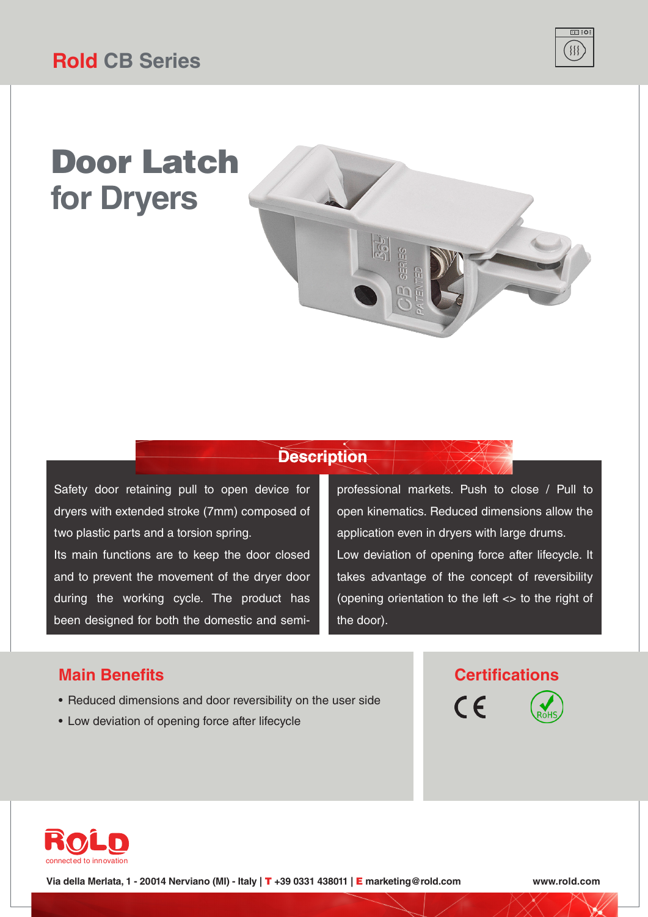# Rold CB Series

# Door Latch for Dryers

## Description

Safety door retaining pull to open device for dryers with extended stroke (7mm) composed of two plastic parts and a torsion spring.

Its main functions are to keep the door closed and to prevent the movement of the dryer door during the working cycle. The product has been designed for both the domestic and semi-professional markets. Push to close / Pull to open kinematics. Reduced dimensions allow the application even in dryers with large drums.

Low deviation of opening force after lifecycle. It takes advantage of the concept of reversibility (opening orientation to the left <> to the right of the door).

## Main Benefits

- Reduced dimensions and door reversibility on the user side
- Low deviation of opening force after lifecycle

## Certifications

CE

RoHS

ROLD
connected to innovation

Via della Merlata, 1 - 20014 Nerviano (MI) - Italy | T +39 0331 438011 | E marketing@rold.com

www.rold.com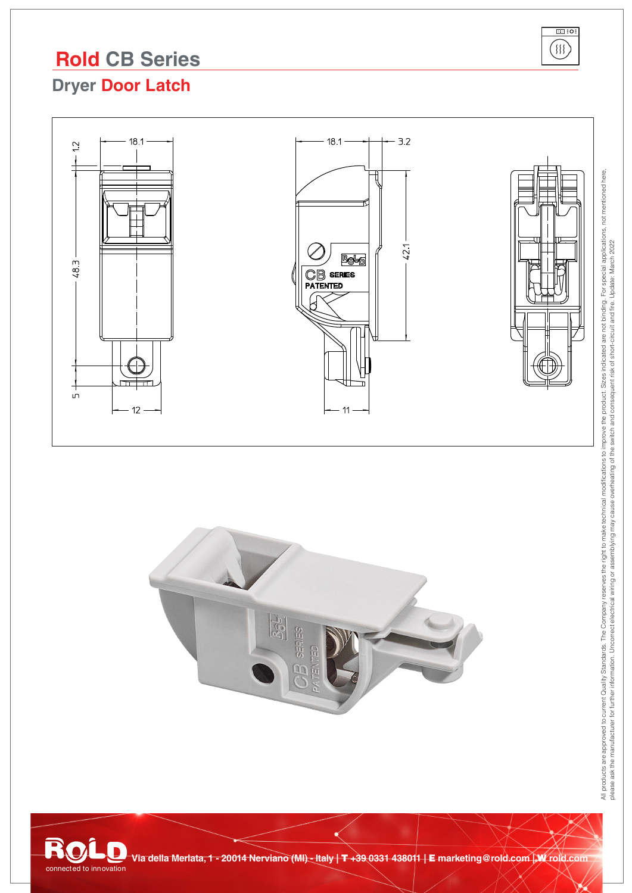# Rold CB Series

## Dryer Door Latch

18.1
1.2
48.3
5
12

18.1
3.2
42.1
11

All products are approved to current Quality Standards. The Company reserves the right to make technical modifications to improve the product. Sizes indicated are not binding. For special applications, not mentioned here, please ask the manufacturer for further information. Uncorrect electrical wiring or assemblying may cause overheating of the switch and consequent risk of short-circuit and fire. Update: March 2022

ROLD connected to innovation Via della Merlata, 1 - 20014 Nerviano (MI) - Italy | T +39 0331 438011 | E marketing@rold.com | W rold.com